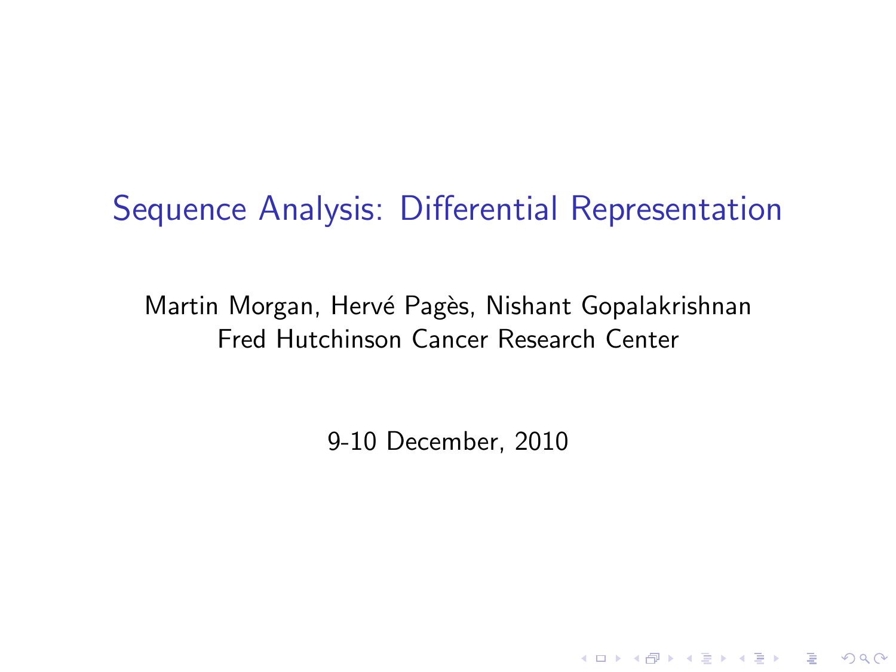# Sequence Analysis: Differential Representation

Martin Morgan, Hervé Pagès, Nishant Gopalakrishnan
Fred Hutchinson Cancer Research Center

9-10 December, 2010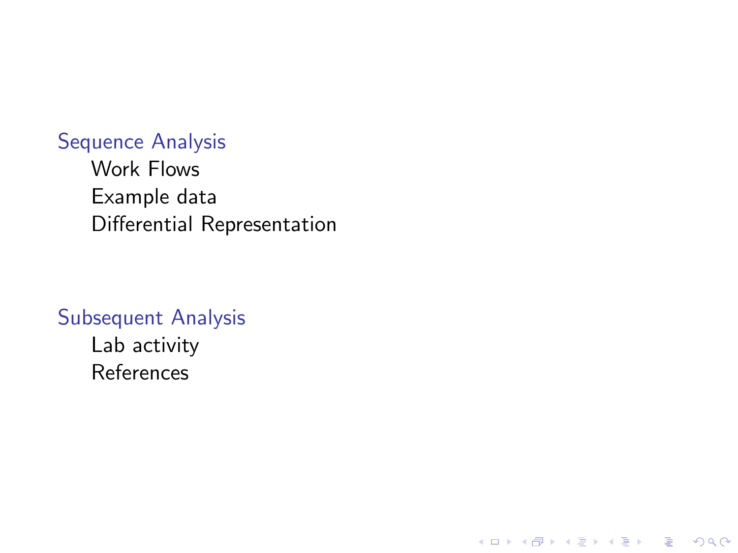- Sequence Analysis
  - Work Flows
  - Example data
  - Differential Representation
- Subsequent Analysis
  - Lab activity
  - References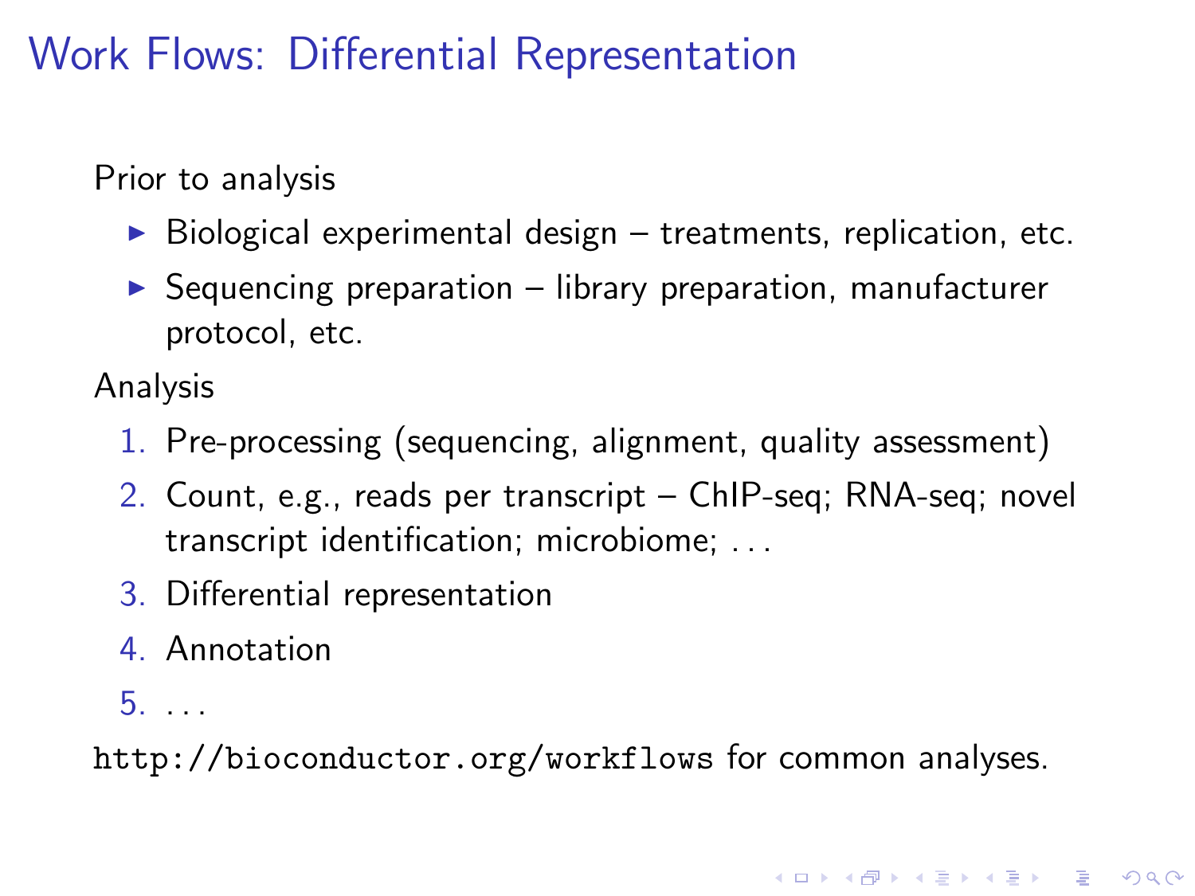# Work Flows: Differential Representation

Prior to analysis

- Biological experimental design – treatments, replication, etc.
- Sequencing preparation – library preparation, manufacturer protocol, etc.

Analysis

1. Pre-processing (sequencing, alignment, quality assessment)
2. Count, e.g., reads per transcript – ChIP-seq; RNA-seq; novel transcript identification; microbiome; ...
3. Differential representation
4. Annotation
5. ...

`http://bioconductor.org/workflows` for common analyses.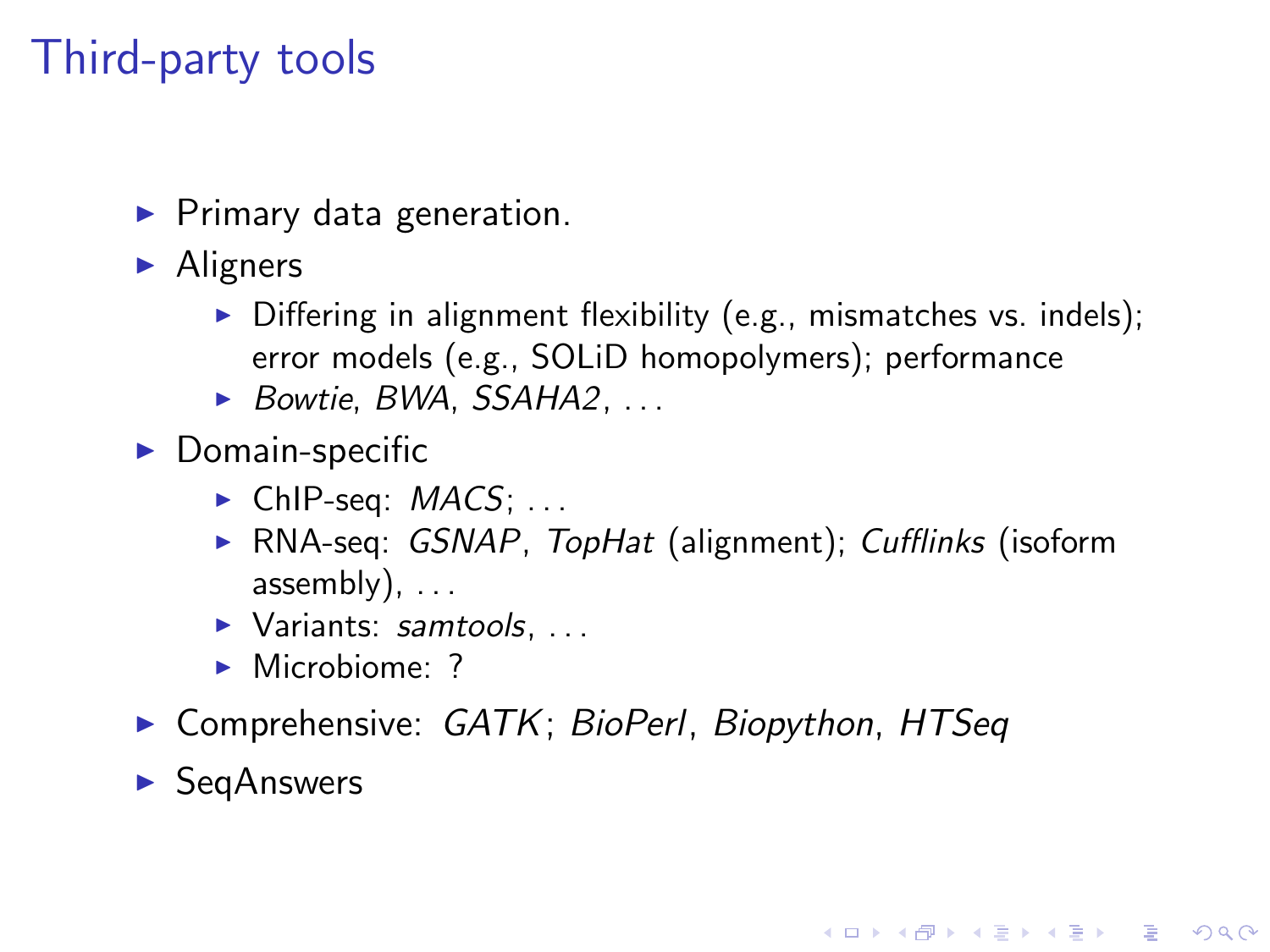# Third-party tools

- Primary data generation.
- Aligners
  - Differing in alignment flexibility (e.g., mismatches vs. indels); error models (e.g., SOLiD homopolymers); performance
  - *Bowtie*, *BWA*, *SSAHA2*, ...
- Domain-specific
  - ChIP-seq: *MACS*; ...
  - RNA-seq: *GSNAP*, *TopHat* (alignment); *Cufflinks* (isoform assembly), ...
  - Variants: *samtools*, ...
  - Microbiome: ?
- Comprehensive: *GATK*; *BioPerl*, *Biopython*, *HTSeq*
- SeqAnswers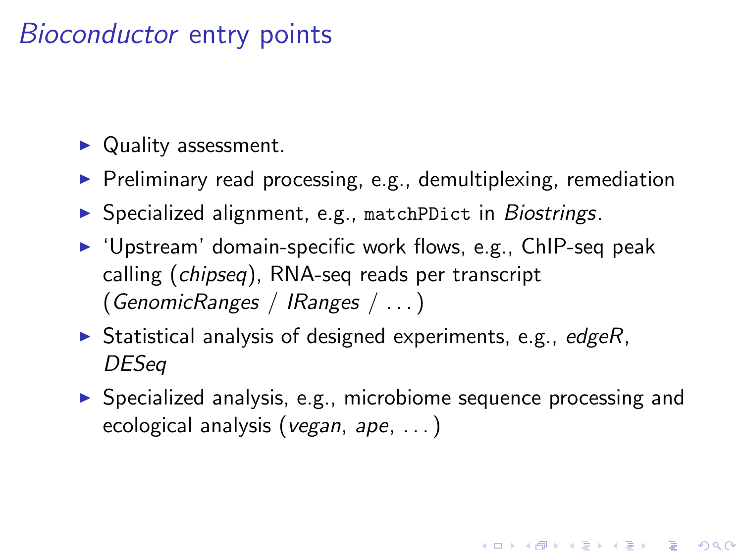# *Bioconductor* entry points

- Quality assessment.
- Preliminary read processing, e.g., demultiplexing, remediation
- Specialized alignment, e.g., `matchPDict` in *Biostrings*.
- 'Upstream' domain-specific work flows, e.g., ChIP-seq peak calling (*chipseq*), RNA-seq reads per transcript (*GenomicRanges* / *IRanges* / ...)
- Statistical analysis of designed experiments, e.g., *edgeR*, *DESeq*
- Specialized analysis, e.g., microbiome sequence processing and ecological analysis (*vegan*, *ape*, ...)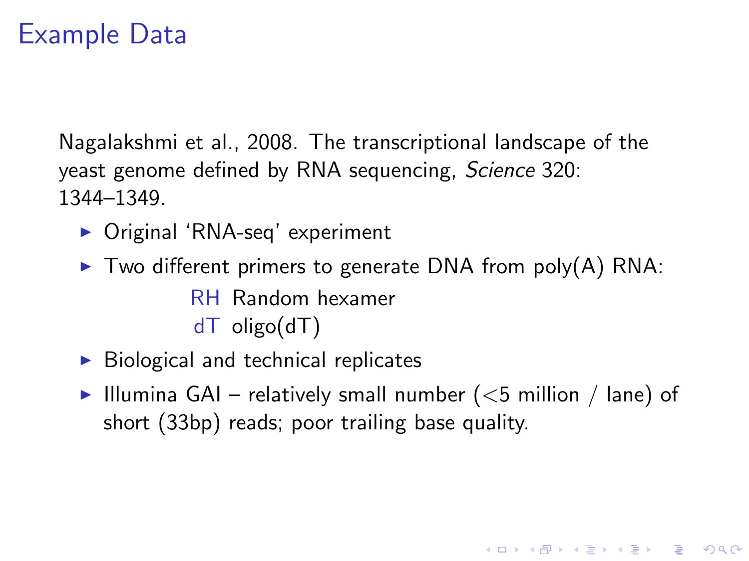# Example Data

Nagalakshmi et al., 2008. The transcriptional landscape of the yeast genome defined by RNA sequencing, *Science* 320: 1344–1349.

- Original 'RNA-seq' experiment
- Two different primers to generate DNA from poly(A) RNA:
  - RH Random hexamer
  - dT oligo(dT)
- Biological and technical replicates
- Illumina GAI – relatively small number (<5 million / lane) of short (33bp) reads; poor trailing base quality.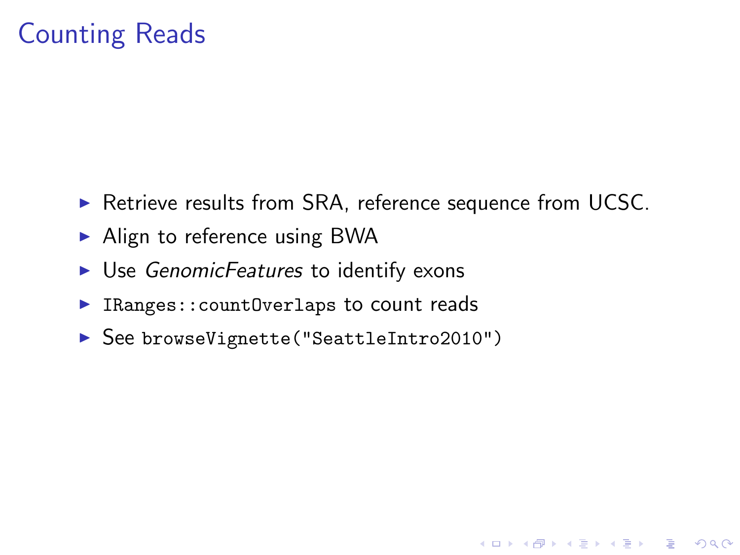# Counting Reads

- Retrieve results from SRA, reference sequence from UCSC.
- Align to reference using BWA
- Use *GenomicFeatures* to identify exons
- `IRanges::countOverlaps` to count reads
- See `browseVignette("SeattleIntro2010")`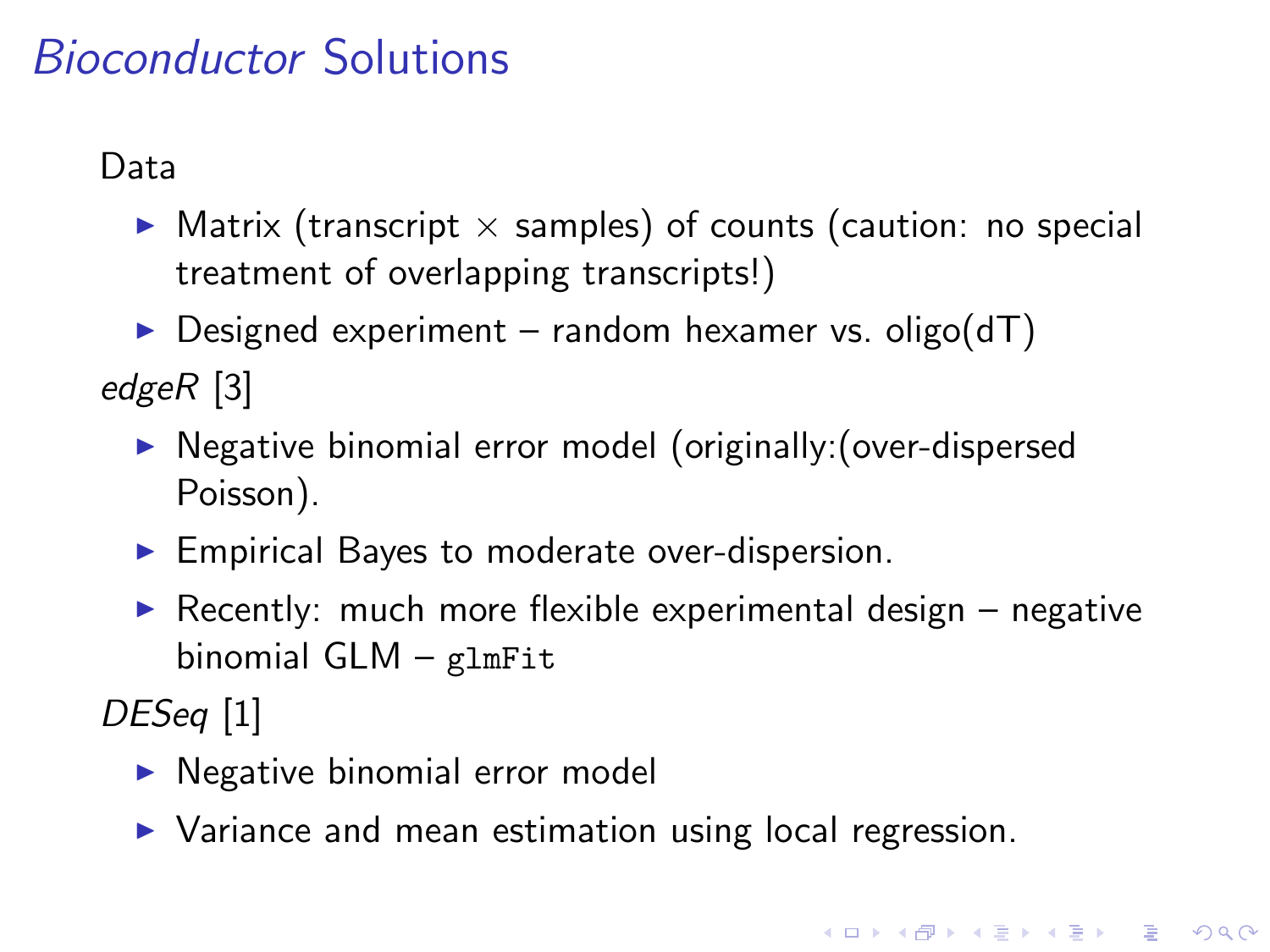# *Bioconductor* Solutions

Data

- Matrix (transcript $\times$ samples) of counts (caution: no special treatment of overlapping transcripts!)
- Designed experiment – random hexamer vs. oligo(dT)

*edgeR* [3]

- Negative binomial error model (originally:(over-dispersed Poisson).
- Empirical Bayes to moderate over-dispersion.
- Recently: much more flexible experimental design – negative binomial GLM – `glmFit`

*DESeq* [1]

- Negative binomial error model
- Variance and mean estimation using local regression.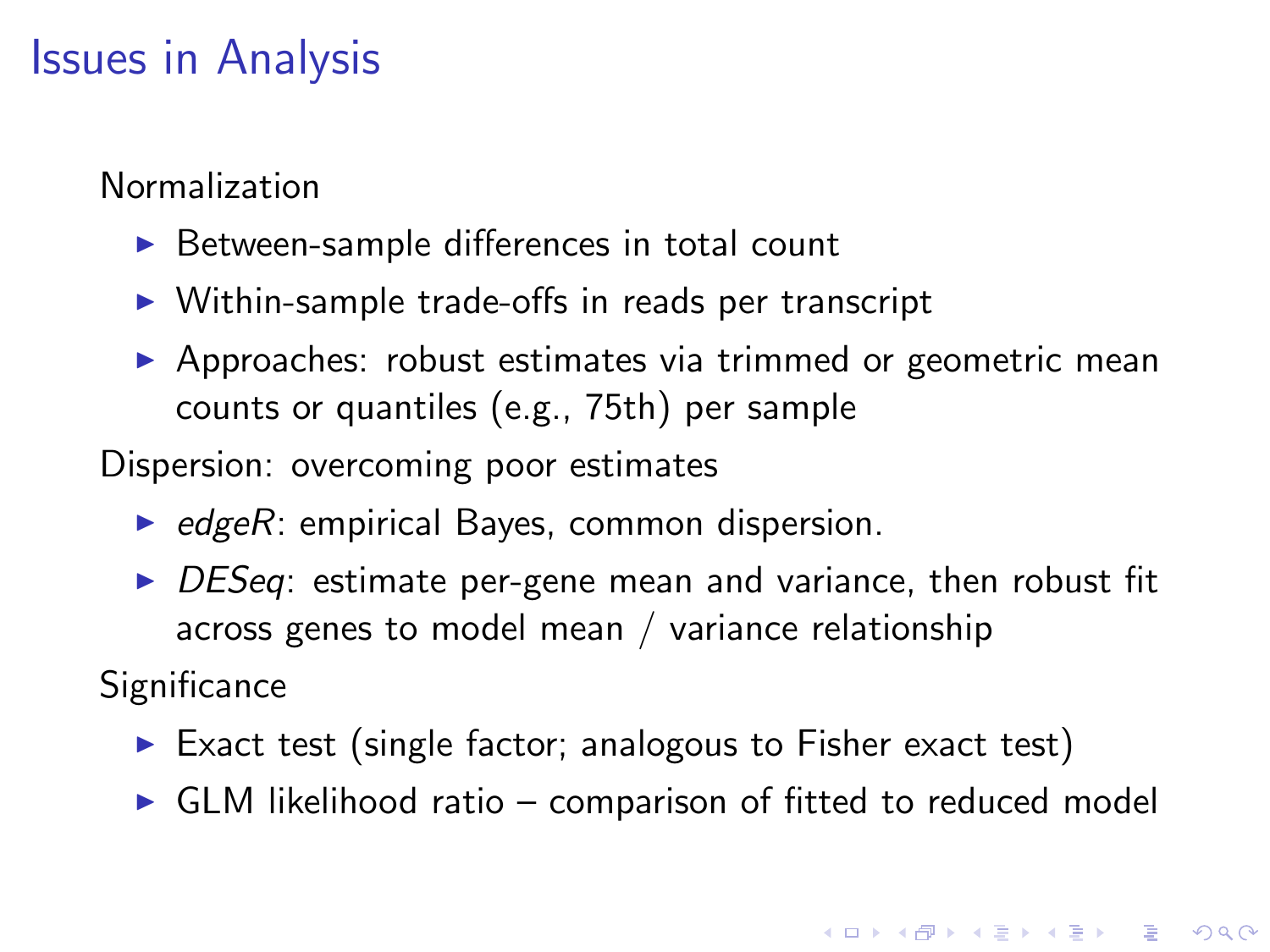# Issues in Analysis

Normalization

- Between-sample differences in total count
- Within-sample trade-offs in reads per transcript
- Approaches: robust estimates via trimmed or geometric mean counts or quantiles (e.g., 75th) per sample

Dispersion: overcoming poor estimates

- *edgeR*: empirical Bayes, common dispersion.
- *DESeq*: estimate per-gene mean and variance, then robust fit across genes to model mean / variance relationship

Significance

- Exact test (single factor; analogous to Fisher exact test)
- GLM likelihood ratio – comparison of fitted to reduced model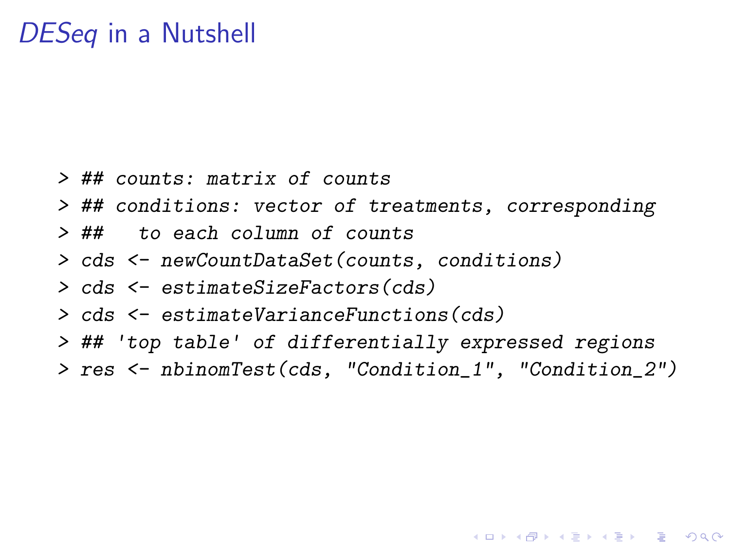# *DESeq* in a Nutshell

```
> ## counts: matrix of counts
> ## conditions: vector of treatments, corresponding
> ##   to each column of counts
> cds <- newCountDataSet(counts, conditions)
> cds <- estimateSizeFactors(cds)
> cds <- estimateVarianceFunctions(cds)
> ## 'top table' of differentially expressed regions
> res <- nbinomTest(cds, "Condition_1", "Condition_2")
```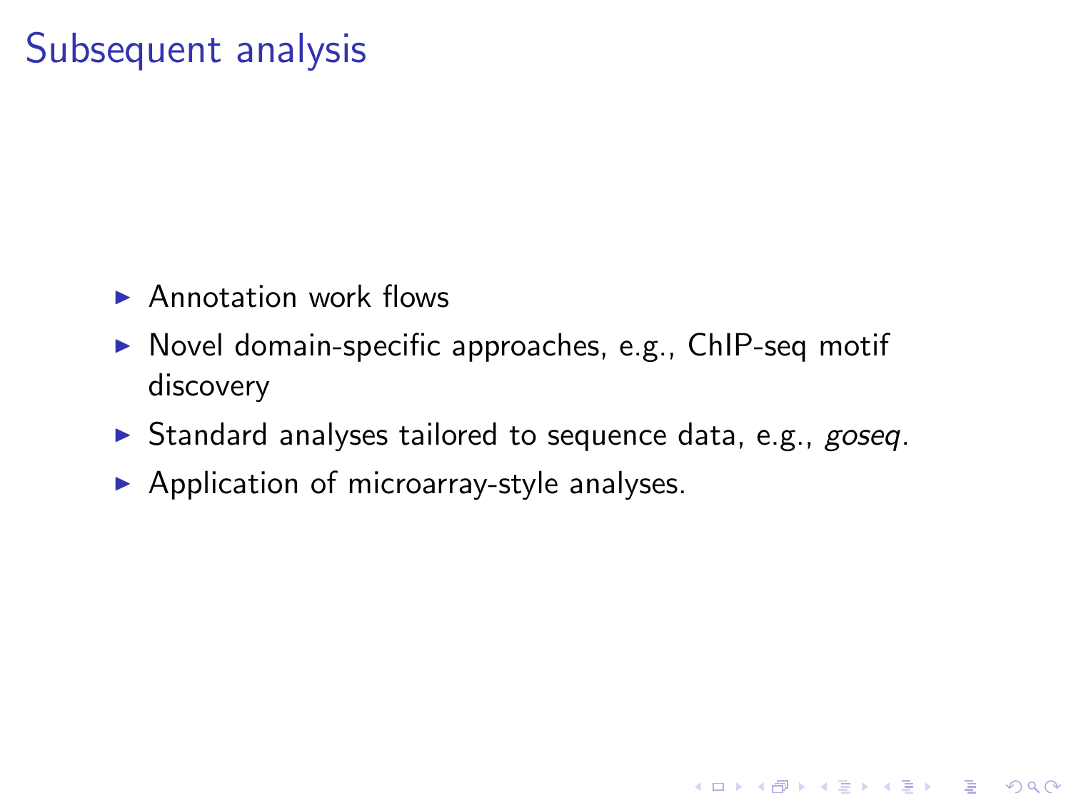# Subsequent analysis

- Annotation work flows
- Novel domain-specific approaches, e.g., ChIP-seq motif discovery
- Standard analyses tailored to sequence data, e.g., *goseq*.
- Application of microarray-style analyses.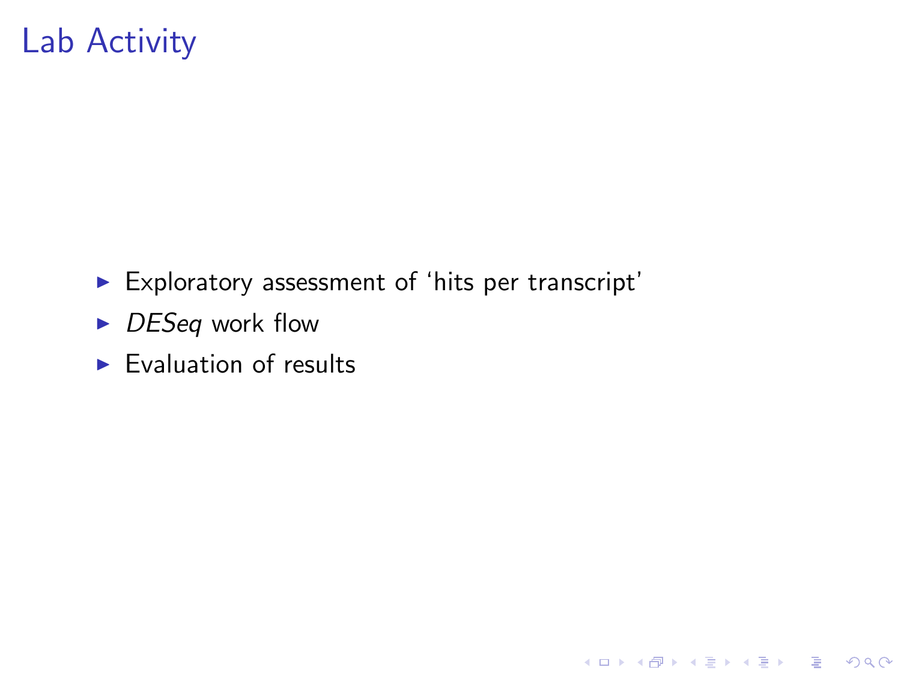# Lab Activity

- Exploratory assessment of ‘hits per transcript’
- *DESeq* work flow
- Evaluation of results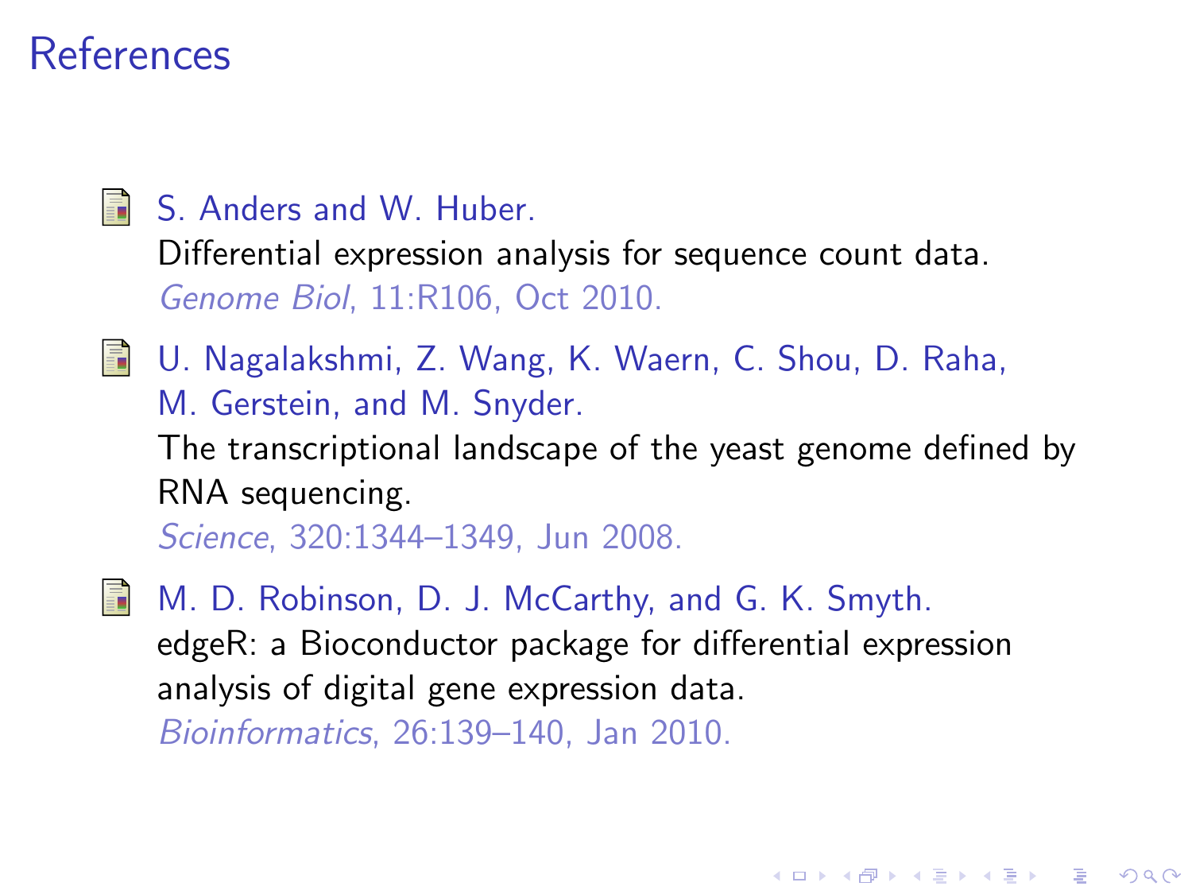# References

- S. Anders and W. Huber.
  Differential expression analysis for sequence count data.
  *Genome Biol*, 11:R106, Oct 2010.

- U. Nagalakshmi, Z. Wang, K. Waern, C. Shou, D. Raha, M. Gerstein, and M. Snyder.
  The transcriptional landscape of the yeast genome defined by RNA sequencing.
  *Science*, 320:1344–1349, Jun 2008.

- M. D. Robinson, D. J. McCarthy, and G. K. Smyth.
  edgeR: a Bioconductor package for differential expression analysis of digital gene expression data.
  *Bioinformatics*, 26:139–140, Jan 2010.